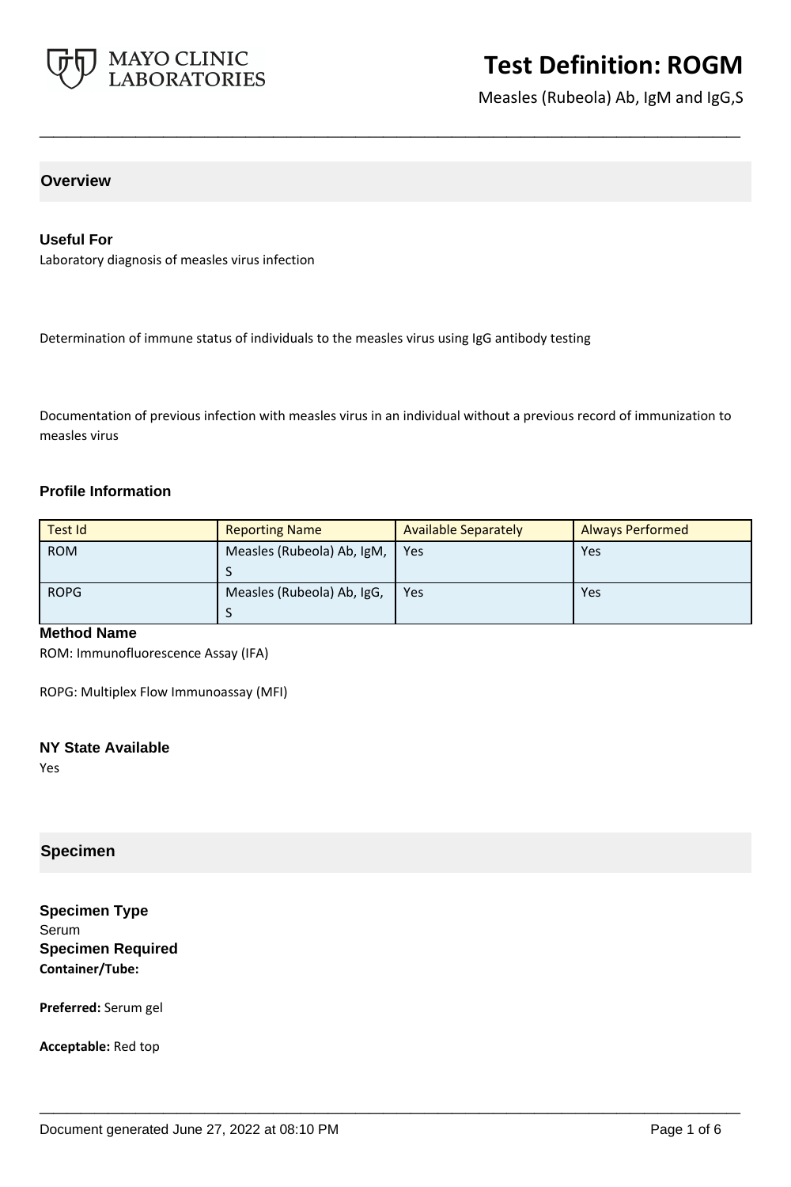# Test Definition: ROGM

Measles (Rubeola) Ab, IgM and IgG,S

## Overview

### Useful For

Laboratory diagnosis of measles virus infection

Determination of immune status of individuals to the measles virus using IgG antibody testing

Documentation of previous infection with measles virus in an individual without a previous record of immunization to measles virus

### Profile Information

| Test Id | Reporting Name | Available Separately | Always Performed |
|---|---|---|---|
| ROM | Measles (Rubeola) Ab, IgM, S | Yes | Yes |
| ROPG | Measles (Rubeola) Ab, IgG, S | Yes | Yes |

### Method Name

ROM: Immunofluorescence Assay (IFA)

ROPG: Multiplex Flow Immunoassay (MFI)

### NY State Available

Yes

## Specimen

### Specimen Type

Serum

### Specimen Required

**Container/Tube:**

**Preferred:** Serum gel

**Acceptable:** Red top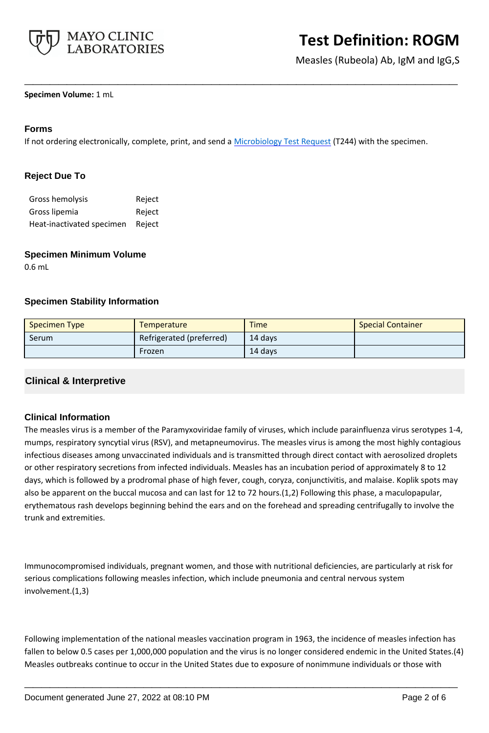**Specimen Volume:** 1 mL

### Forms

If not ordering electronically, complete, print, and send a Microbiology Test Request (T244) with the specimen.

### Reject Due To

| | |
|---|---|
| Gross hemolysis | Reject |
| Gross lipemia | Reject |
| Heat-inactivated specimen | Reject |

### Specimen Minimum Volume

0.6 mL

### Specimen Stability Information

| Specimen Type | Temperature | Time | Special Container |
|---|---|---|---|
| Serum | Refrigerated (preferred) | 14 days | |
| | Frozen | 14 days | |

## Clinical & Interpretive

### Clinical Information

The measles virus is a member of the Paramyxoviridae family of viruses, which include parainfluenza virus serotypes 1-4, mumps, respiratory syncytial virus (RSV), and metapneumovirus. The measles virus is among the most highly contagious infectious diseases among unvaccinated individuals and is transmitted through direct contact with aerosolized droplets or other respiratory secretions from infected individuals. Measles has an incubation period of approximately 8 to 12 days, which is followed by a prodromal phase of high fever, cough, coryza, conjunctivitis, and malaise. Koplik spots may also be apparent on the buccal mucosa and can last for 12 to 72 hours.(1,2) Following this phase, a maculopapular, erythematous rash develops beginning behind the ears and on the forehead and spreading centrifugally to involve the trunk and extremities.

Immunocompromised individuals, pregnant women, and those with nutritional deficiencies, are particularly at risk for serious complications following measles infection, which include pneumonia and central nervous system involvement.(1,3)

Following implementation of the national measles vaccination program in 1963, the incidence of measles infection has fallen to below 0.5 cases per 1,000,000 population and the virus is no longer considered endemic in the United States.(4) Measles outbreaks continue to occur in the United States due to exposure of nonimmune individuals or those with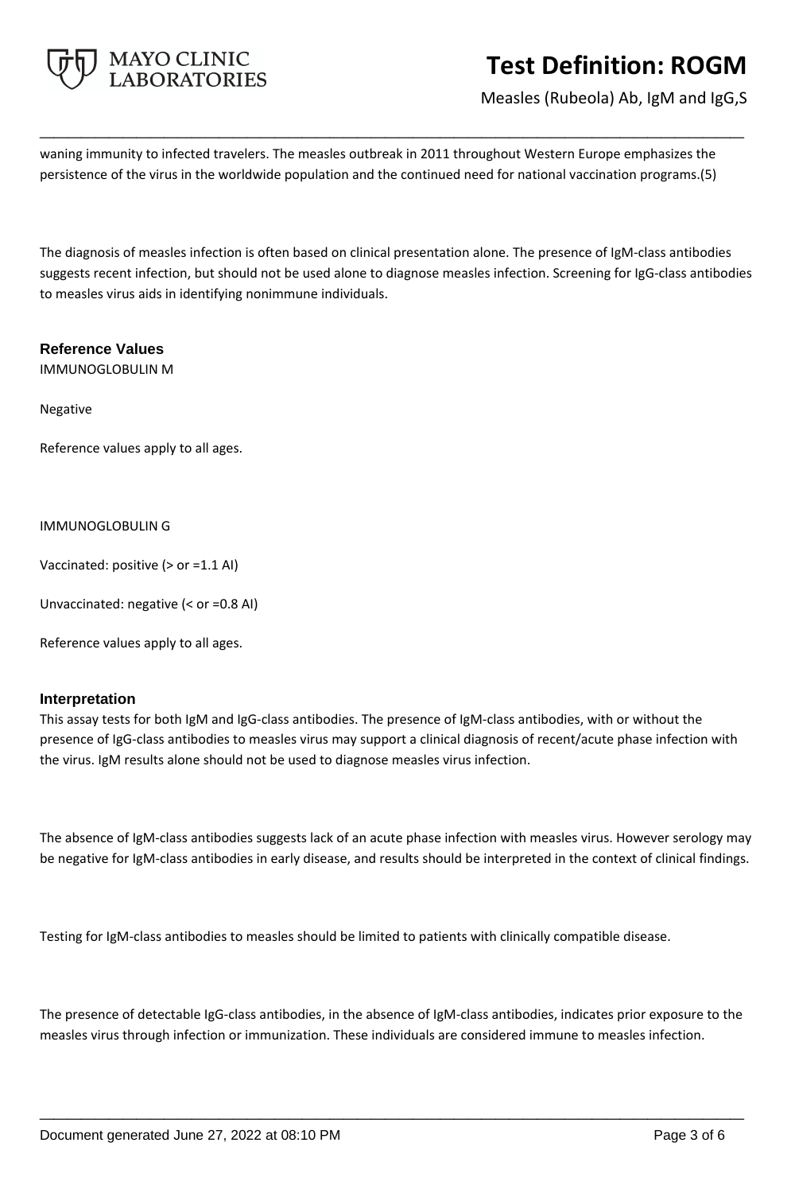waning immunity to infected travelers. The measles outbreak in 2011 throughout Western Europe emphasizes the persistence of the virus in the worldwide population and the continued need for national vaccination programs.(5)

The diagnosis of measles infection is often based on clinical presentation alone. The presence of IgM-class antibodies suggests recent infection, but should not be used alone to diagnose measles infection. Screening for IgG-class antibodies to measles virus aids in identifying nonimmune individuals.

## Reference Values

IMMUNOGLOBULIN M

Negative

Reference values apply to all ages.

IMMUNOGLOBULIN G

Vaccinated: positive (> or =1.1 AI)

Unvaccinated: negative (< or =0.8 AI)

Reference values apply to all ages.

## Interpretation

This assay tests for both IgM and IgG-class antibodies. The presence of IgM-class antibodies, with or without the presence of IgG-class antibodies to measles virus may support a clinical diagnosis of recent/acute phase infection with the virus. IgM results alone should not be used to diagnose measles virus infection.

The absence of IgM-class antibodies suggests lack of an acute phase infection with measles virus. However serology may be negative for IgM-class antibodies in early disease, and results should be interpreted in the context of clinical findings.

Testing for IgM-class antibodies to measles should be limited to patients with clinically compatible disease.

The presence of detectable IgG-class antibodies, in the absence of IgM-class antibodies, indicates prior exposure to the measles virus through infection or immunization. These individuals are considered immune to measles infection.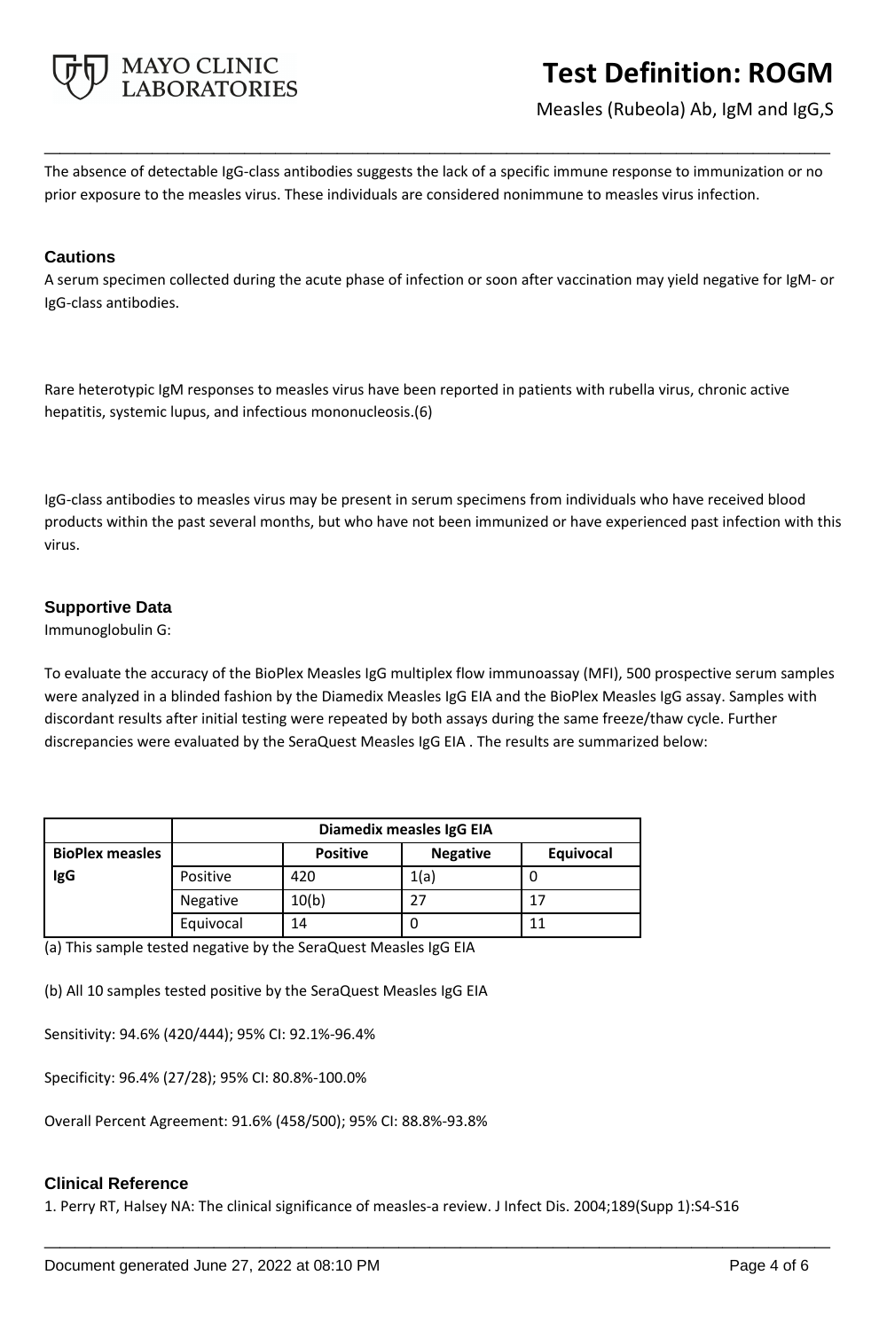The absence of detectable IgG-class antibodies suggests the lack of a specific immune response to immunization or no prior exposure to the measles virus. These individuals are considered nonimmune to measles virus infection.

## Cautions

A serum specimen collected during the acute phase of infection or soon after vaccination may yield negative for IgM- or IgG-class antibodies.

Rare heterotypic IgM responses to measles virus have been reported in patients with rubella virus, chronic active hepatitis, systemic lupus, and infectious mononucleosis.(6)

IgG-class antibodies to measles virus may be present in serum specimens from individuals who have received blood products within the past several months, but who have not been immunized or have experienced past infection with this virus.

## Supportive Data

Immunoglobulin G:

To evaluate the accuracy of the BioPlex Measles IgG multiplex flow immunoassay (MFI), 500 prospective serum samples were analyzed in a blinded fashion by the Diamedix Measles IgG EIA and the BioPlex Measles IgG assay. Samples with discordant results after initial testing were repeated by both assays during the same freeze/thaw cycle. Further discrepancies were evaluated by the SeraQuest Measles IgG EIA . The results are summarized below:

| | | Diamedix measles IgG EIA | | |
|---|---|---|---|---|
| **BioPlex measles IgG** | | **Positive** | **Negative** | **Equivocal** |
| | Positive | 420 | 1(a) | 0 |
| | Negative | 10(b) | 27 | 17 |
| | Equivocal | 14 | 0 | 11 |

(a) This sample tested negative by the SeraQuest Measles IgG EIA

(b) All 10 samples tested positive by the SeraQuest Measles IgG EIA

Sensitivity: 94.6% (420/444); 95% CI: 92.1%-96.4%

Specificity: 96.4% (27/28); 95% CI: 80.8%-100.0%

Overall Percent Agreement: 91.6% (458/500); 95% CI: 88.8%-93.8%

## Clinical Reference

1. Perry RT, Halsey NA: The clinical significance of measles-a review. J Infect Dis. 2004;189(Supp 1):S4-S16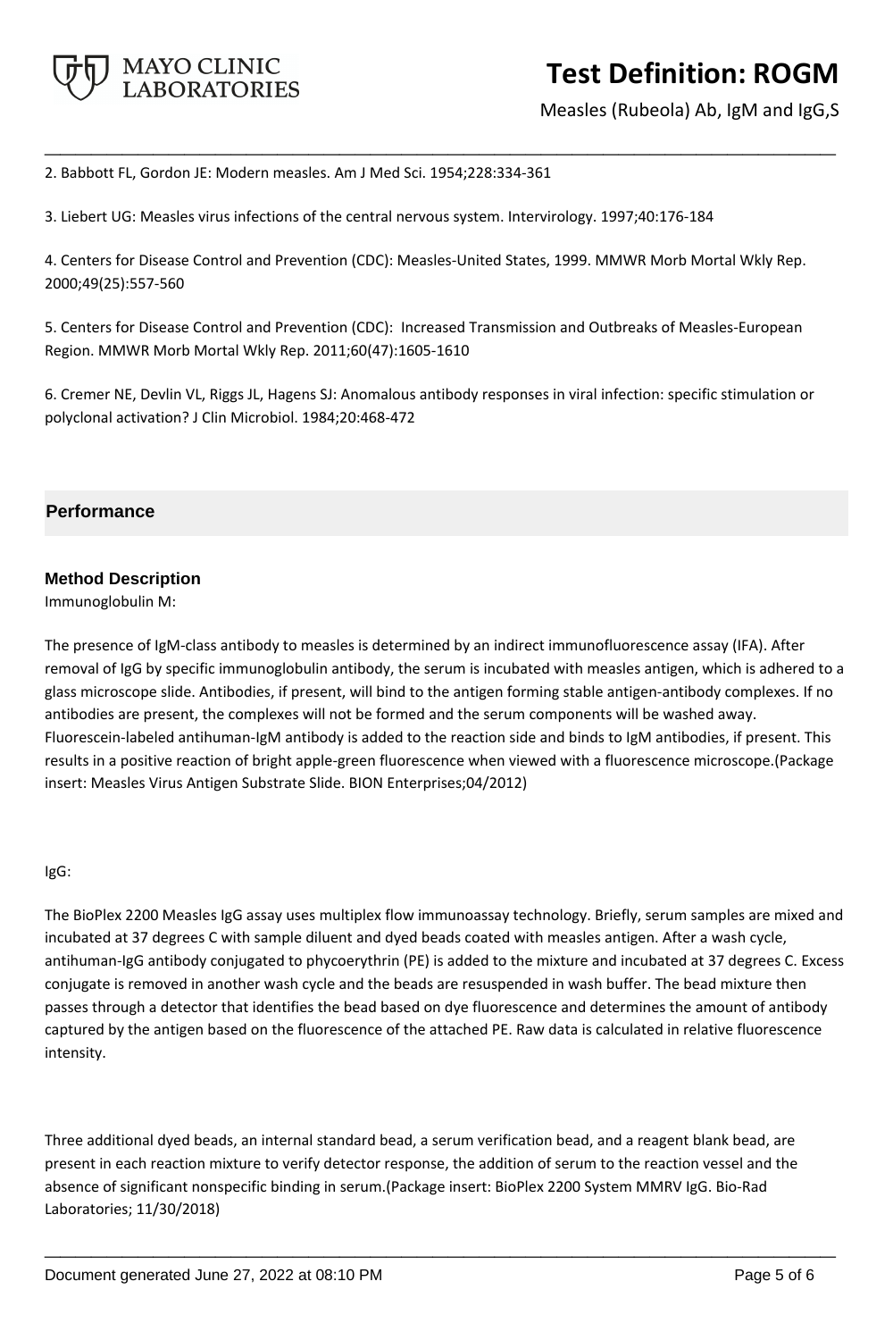2. Babbott FL, Gordon JE: Modern measles. Am J Med Sci. 1954;228:334-361

3. Liebert UG: Measles virus infections of the central nervous system. Intervirology. 1997;40:176-184

4. Centers for Disease Control and Prevention (CDC): Measles-United States, 1999. MMWR Morb Mortal Wkly Rep. 2000;49(25):557-560

5. Centers for Disease Control and Prevention (CDC): Increased Transmission and Outbreaks of Measles-European Region. MMWR Morb Mortal Wkly Rep. 2011;60(47):1605-1610

6. Cremer NE, Devlin VL, Riggs JL, Hagens SJ: Anomalous antibody responses in viral infection: specific stimulation or polyclonal activation? J Clin Microbiol. 1984;20:468-472

## Performance

### Method Description

Immunoglobulin M:

The presence of IgM-class antibody to measles is determined by an indirect immunofluorescence assay (IFA). After removal of IgG by specific immunoglobulin antibody, the serum is incubated with measles antigen, which is adhered to a glass microscope slide. Antibodies, if present, will bind to the antigen forming stable antigen-antibody complexes. If no antibodies are present, the complexes will not be formed and the serum components will be washed away. Fluorescein-labeled antihuman-IgM antibody is added to the reaction side and binds to IgM antibodies, if present. This results in a positive reaction of bright apple-green fluorescence when viewed with a fluorescence microscope.(Package insert: Measles Virus Antigen Substrate Slide. BION Enterprises;04/2012)

IgG:

The BioPlex 2200 Measles IgG assay uses multiplex flow immunoassay technology. Briefly, serum samples are mixed and incubated at 37 degrees C with sample diluent and dyed beads coated with measles antigen. After a wash cycle, antihuman-IgG antibody conjugated to phycoerythrin (PE) is added to the mixture and incubated at 37 degrees C. Excess conjugate is removed in another wash cycle and the beads are resuspended in wash buffer. The bead mixture then passes through a detector that identifies the bead based on dye fluorescence and determines the amount of antibody captured by the antigen based on the fluorescence of the attached PE. Raw data is calculated in relative fluorescence intensity.

Three additional dyed beads, an internal standard bead, a serum verification bead, and a reagent blank bead, are present in each reaction mixture to verify detector response, the addition of serum to the reaction vessel and the absence of significant nonspecific binding in serum.(Package insert: BioPlex 2200 System MMRV IgG. Bio-Rad Laboratories; 11/30/2018)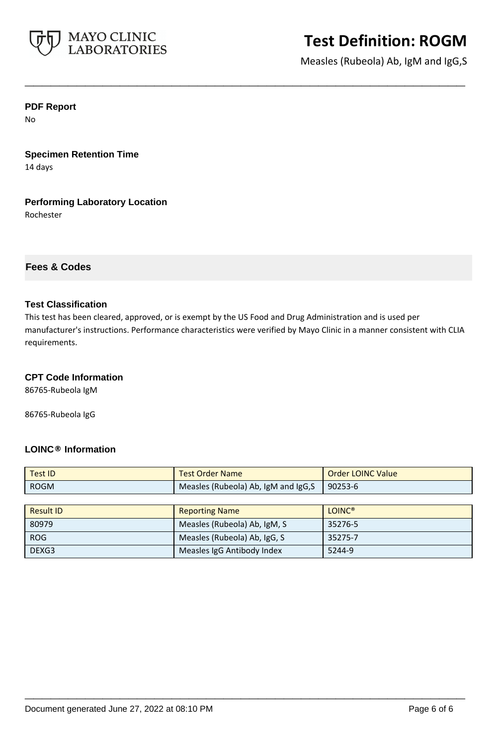**PDF Report**

No

**Specimen Retention Time**

14 days

**Performing Laboratory Location**

Rochester

## Fees & Codes

**Test Classification**

This test has been cleared, approved, or is exempt by the US Food and Drug Administration and is used per manufacturer's instructions. Performance characteristics were verified by Mayo Clinic in a manner consistent with CLIA requirements.

**CPT Code Information**

86765-Rubeola IgM

86765-Rubeola IgG

**LOINC® Information**

| Test ID | Test Order Name | Order LOINC Value |
|---|---|---|
| ROGM | Measles (Rubeola) Ab, IgM and IgG,S | 90253-6 |

| Result ID | Reporting Name | LOINC® |
|---|---|---|
| 80979 | Measles (Rubeola) Ab, IgM, S | 35276-5 |
| ROG | Measles (Rubeola) Ab, IgG, S | 35275-7 |
| DEXG3 | Measles IgG Antibody Index | 5244-9 |